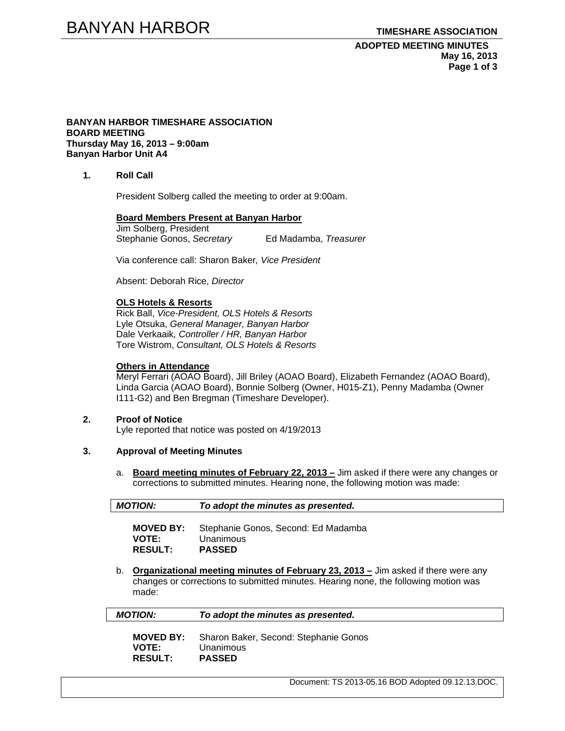**BANYAN HARBOR TIMESHARE ASSOCIATION**
**BOARD MEETING**
**Thursday May 16, 2013 – 9:00am**
**Banyan Harbor Unit A4**

## 1. Roll Call

President Solberg called the meeting to order at 9:00am.

**Board Members Present at Banyan Harbor**
Jim Solberg, President
Stephanie Gonos, *Secretary* Ed Madamba, *Treasurer*

Via conference call: Sharon Baker*, Vice President*

Absent: Deborah Rice, *Director*

**OLS Hotels & Resorts**
Rick Ball, *Vice-President, OLS Hotels & Resorts*
Lyle Otsuka, *General Manager, Banyan Harbor*
Dale Verkaaik*, Controller / HR, Banyan Harbor*
Tore Wistrom, *Consultant, OLS Hotels & Resorts*

**Others in Attendance**
Meryl Ferrari (AOAO Board), Jill Briley (AOAO Board), Elizabeth Fernandez (AOAO Board), Linda Garcia (AOAO Board), Bonnie Solberg (Owner, H015-Z1), Penny Madamba (Owner I111-G2) and Ben Bregman (Timeshare Developer).

## 2. Proof of Notice

Lyle reported that notice was posted on 4/19/2013

## 3. Approval of Meeting Minutes

a. **Board meeting minutes of February 22, 2013 –** Jim asked if there were any changes or corrections to submitted minutes. Hearing none, the following motion was made:

| ***MOTION:*** | ***To adopt the minutes as presented.*** |
|---|---|

**MOVED BY:** Stephanie Gonos, Second: Ed Madamba
**VOTE:** Unanimous
**RESULT:** **PASSED**

b. **Organizational meeting minutes of February 23, 2013 –** Jim asked if there were any changes or corrections to submitted minutes. Hearing none, the following motion was made:

| ***MOTION:*** | ***To adopt the minutes as presented.*** |
|---|---|

**MOVED BY:** Sharon Baker, Second: Stephanie Gonos
**VOTE:** Unanimous
**RESULT:** **PASSED**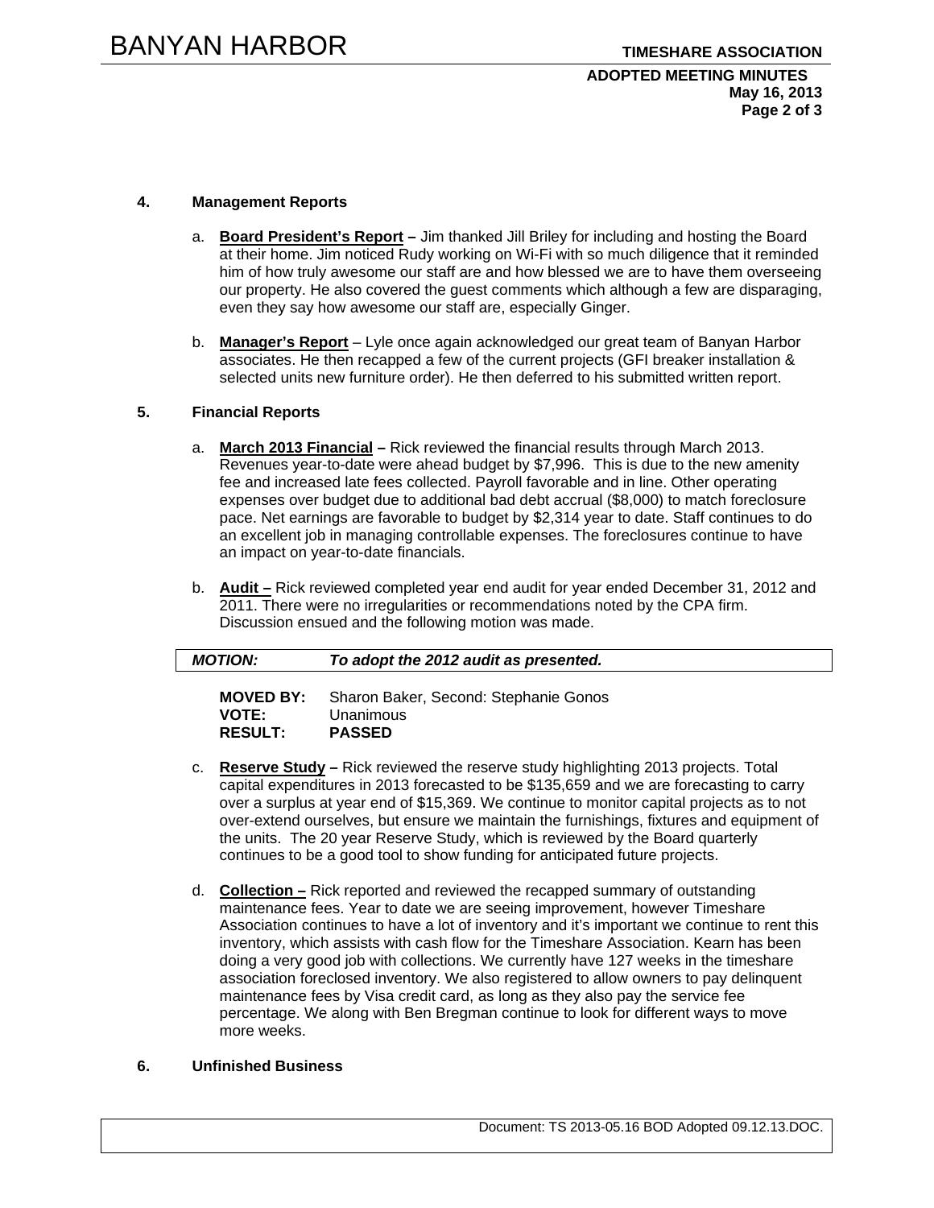### 4. Management Reports

a. **Board President's Report –** Jim thanked Jill Briley for including and hosting the Board at their home. Jim noticed Rudy working on Wi-Fi with so much diligence that it reminded him of how truly awesome our staff are and how blessed we are to have them overseeing our property. He also covered the guest comments which although a few are disparaging, even they say how awesome our staff are, especially Ginger.

b. **Manager's Report** – Lyle once again acknowledged our great team of Banyan Harbor associates. He then recapped a few of the current projects (GFI breaker installation & selected units new furniture order). He then deferred to his submitted written report.

### 5. Financial Reports

a. **March 2013 Financial –** Rick reviewed the financial results through March 2013. Revenues year-to-date were ahead budget by $7,996. This is due to the new amenity fee and increased late fees collected. Payroll favorable and in line. Other operating expenses over budget due to additional bad debt accrual ($8,000) to match foreclosure pace. Net earnings are favorable to budget by $2,314 year to date. Staff continues to do an excellent job in managing controllable expenses. The foreclosures continue to have an impact on year-to-date financials.

b. **Audit –** Rick reviewed completed year end audit for year ended December 31, 2012 and 2011. There were no irregularities or recommendations noted by the CPA firm. Discussion ensued and the following motion was made.

***MOTION:*** ***To adopt the 2012 audit as presented.***

**MOVED BY:** Sharon Baker, Second: Stephanie Gonos
**VOTE:** Unanimous
**RESULT:** **PASSED**

c. **Reserve Study –** Rick reviewed the reserve study highlighting 2013 projects. Total capital expenditures in 2013 forecasted to be $135,659 and we are forecasting to carry over a surplus at year end of $15,369. We continue to monitor capital projects as to not over-extend ourselves, but ensure we maintain the furnishings, fixtures and equipment of the units. The 20 year Reserve Study, which is reviewed by the Board quarterly continues to be a good tool to show funding for anticipated future projects.

d. **Collection –** Rick reported and reviewed the recapped summary of outstanding maintenance fees. Year to date we are seeing improvement, however Timeshare Association continues to have a lot of inventory and it's important we continue to rent this inventory, which assists with cash flow for the Timeshare Association. Kearn has been doing a very good job with collections. We currently have 127 weeks in the timeshare association foreclosed inventory. We also registered to allow owners to pay delinquent maintenance fees by Visa credit card, as long as they also pay the service fee percentage. We along with Ben Bregman continue to look for different ways to move more weeks.

### 6. Unfinished Business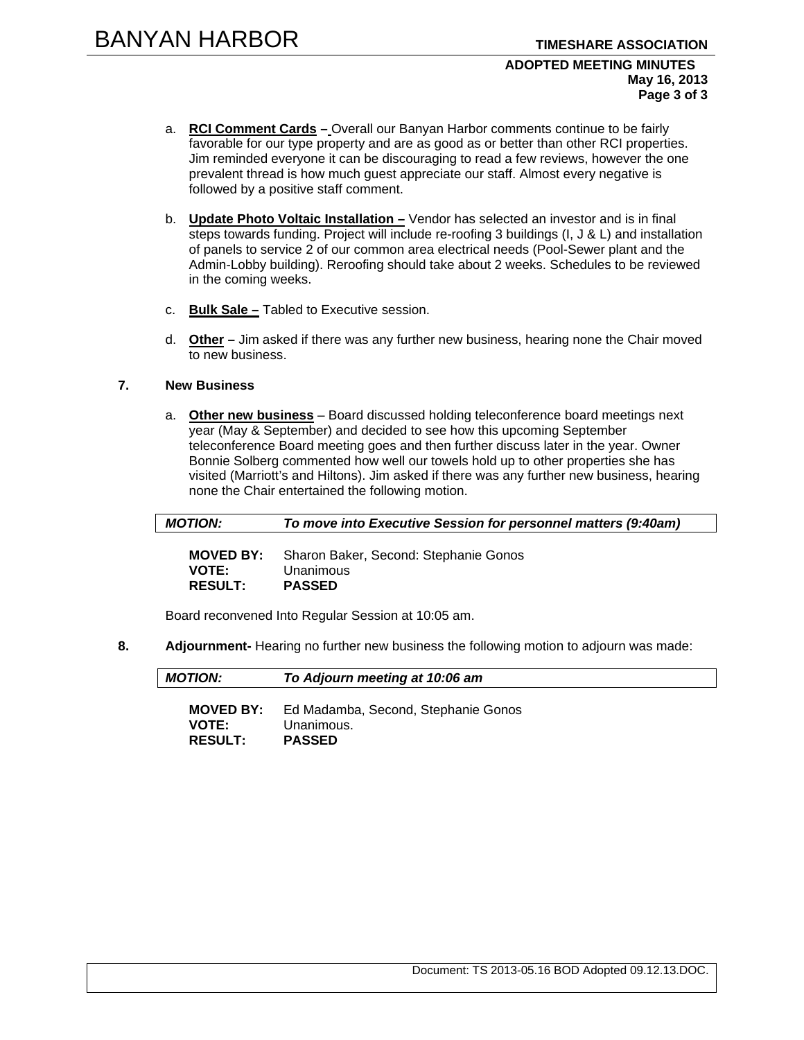a. **RCI Comment Cards –** Overall our Banyan Harbor comments continue to be fairly favorable for our type property and are as good as or better than other RCI properties. Jim reminded everyone it can be discouraging to read a few reviews, however the one prevalent thread is how much guest appreciate our staff. Almost every negative is followed by a positive staff comment.

b. **Update Photo Voltaic Installation –** Vendor has selected an investor and is in final steps towards funding. Project will include re-roofing 3 buildings (I, J & L) and installation of panels to service 2 of our common area electrical needs (Pool-Sewer plant and the Admin-Lobby building). Reroofing should take about 2 weeks. Schedules to be reviewed in the coming weeks.

c. **Bulk Sale –** Tabled to Executive session.

d. **Other –** Jim asked if there was any further new business, hearing none the Chair moved to new business.

**7. New Business**

a. **Other new business** – Board discussed holding teleconference board meetings next year (May & September) and decided to see how this upcoming September teleconference Board meeting goes and then further discuss later in the year. Owner Bonnie Solberg commented how well our towels hold up to other properties she has visited (Marriott's and Hiltons). Jim asked if there was any further new business, hearing none the Chair entertained the following motion.

***MOTION: To move into Executive Session for personnel matters (9:40am)***

**MOVED BY:** Sharon Baker, Second: Stephanie Gonos
**VOTE:** Unanimous
**RESULT:** **PASSED**

Board reconvened Into Regular Session at 10:05 am.

**8. Adjournment-** Hearing no further new business the following motion to adjourn was made:

***MOTION: To Adjourn meeting at 10:06 am***

**MOVED BY:** Ed Madamba, Second, Stephanie Gonos
**VOTE:** Unanimous.
**RESULT:** **PASSED**